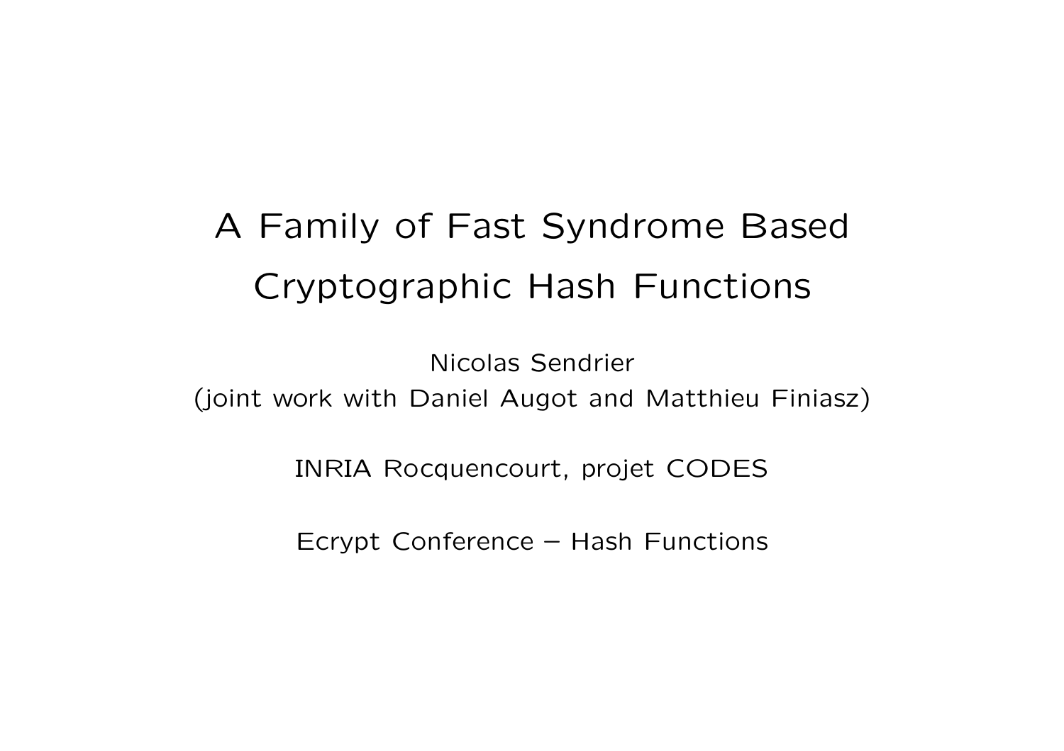# A Family of Fast Syndrome Based Cryptographic Hash Functions

Nicolas Sendrier
(joint work with Daniel Augot and Matthieu Finiasz)

INRIA Rocquencourt, projet CODES

Ecrypt Conference – Hash Functions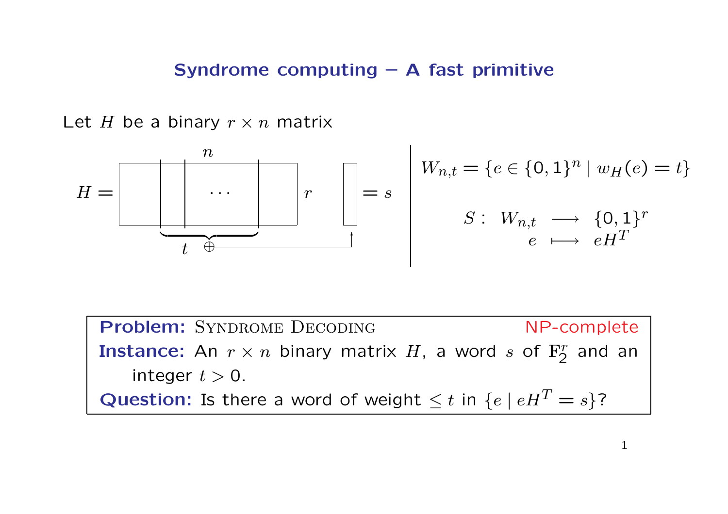## Syndrome computing – A fast primitive

Let $H$ be a binary $r \times n$ matrix

$$H = \left[ \quad \underbrace{\Big| \ \Big| \ \cdots \ \Big|}_{t \ \oplus} \quad \right]_{r \times n} \longrightarrow \Big[ \ \Big] = s$$

$$W_{n,t} = \{e \in \{0,1\}^n \mid w_H(e) = t\}$$

$$\begin{array}{rccc} S: & W_{n,t} & \longrightarrow & \{0,1\}^r \\ & e & \longmapsto & eH^T \end{array}$$

**Problem:** Syndrome Decoding — NP-complete

**Instance:** An $r \times n$ binary matrix $H$, a word $s$ of $\mathbf{F}_2^r$ and an integer $t > 0$.

**Question:** Is there a word of weight $\leq t$ in $\{e \mid eH^T = s\}$?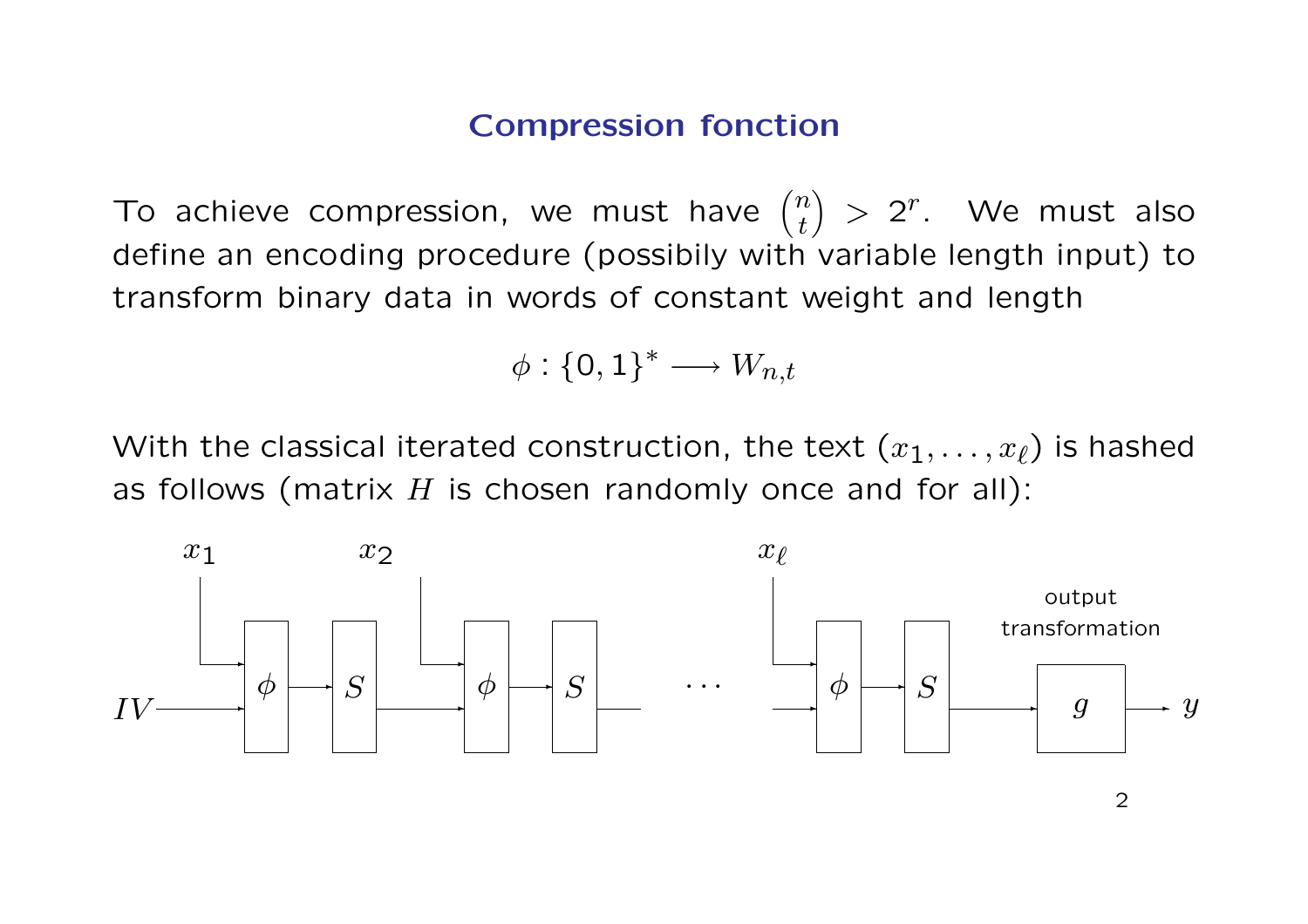## Compression fonction

To achieve compression, we must have $\binom{n}{t} > 2^r$. We must also define an encoding procedure (possibily with variable length input) to transform binary data in words of constant weight and length

$$\phi : \{0,1\}^* \longrightarrow W_{n,t}$$

With the classical iterated construction, the text $(x_1, \ldots, x_\ell)$ is hashed as follows (matrix $H$ is chosen randomly once and for all):

$x_1$ $x_2$ $x_\ell$

output transformation

$IV$ → $\phi$ → $S$ → $\phi$ → $S$ … $\phi$ → $S$ → $g$ → $y$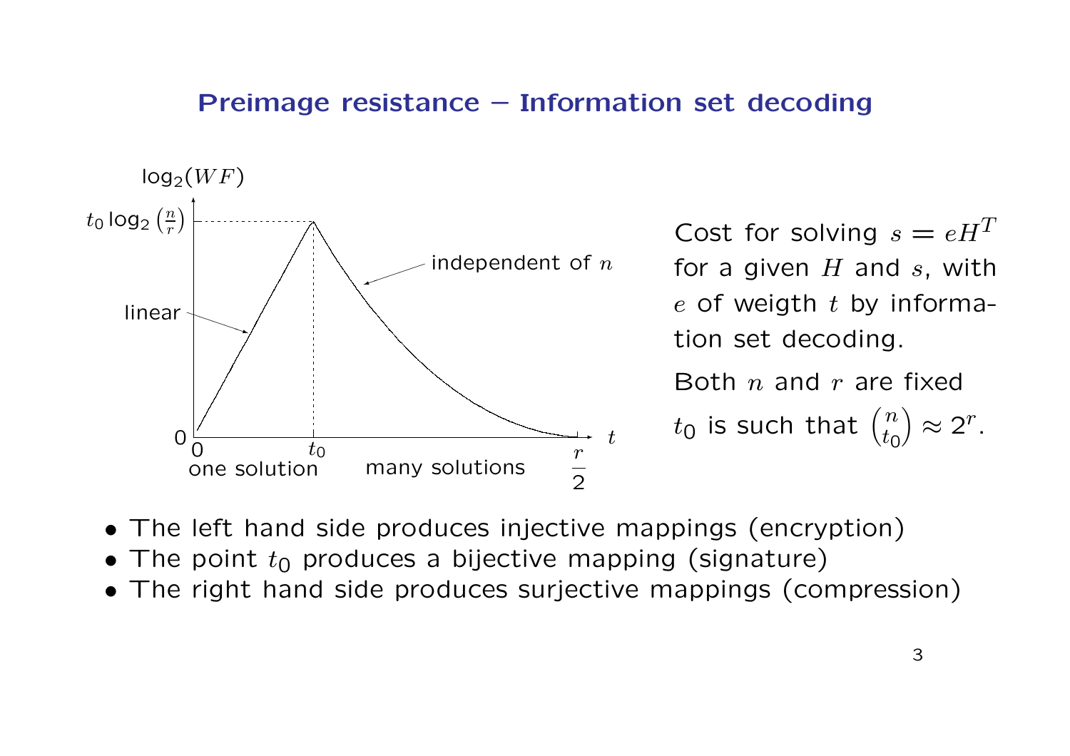## Preimage resistance – Information set decoding

$\log_2(WF)$

$t_0 \log_2\left(\frac{n}{r}\right)$

linear

independent of $n$

0

0 $\quad t_0 \quad \frac{r}{2} \quad t$

one solution $\quad$ many solutions

Cost for solving $s = eH^T$ for a given $H$ and $s$, with $e$ of weigth $t$ by information set decoding.

Both $n$ and $r$ are fixed

$t_0$ is such that $\binom{n}{t_0} \approx 2^r$.

- The left hand side produces injective mappings (encryption)
- The point $t_0$ produces a bijective mapping (signature)
- The right hand side produces surjective mappings (compression)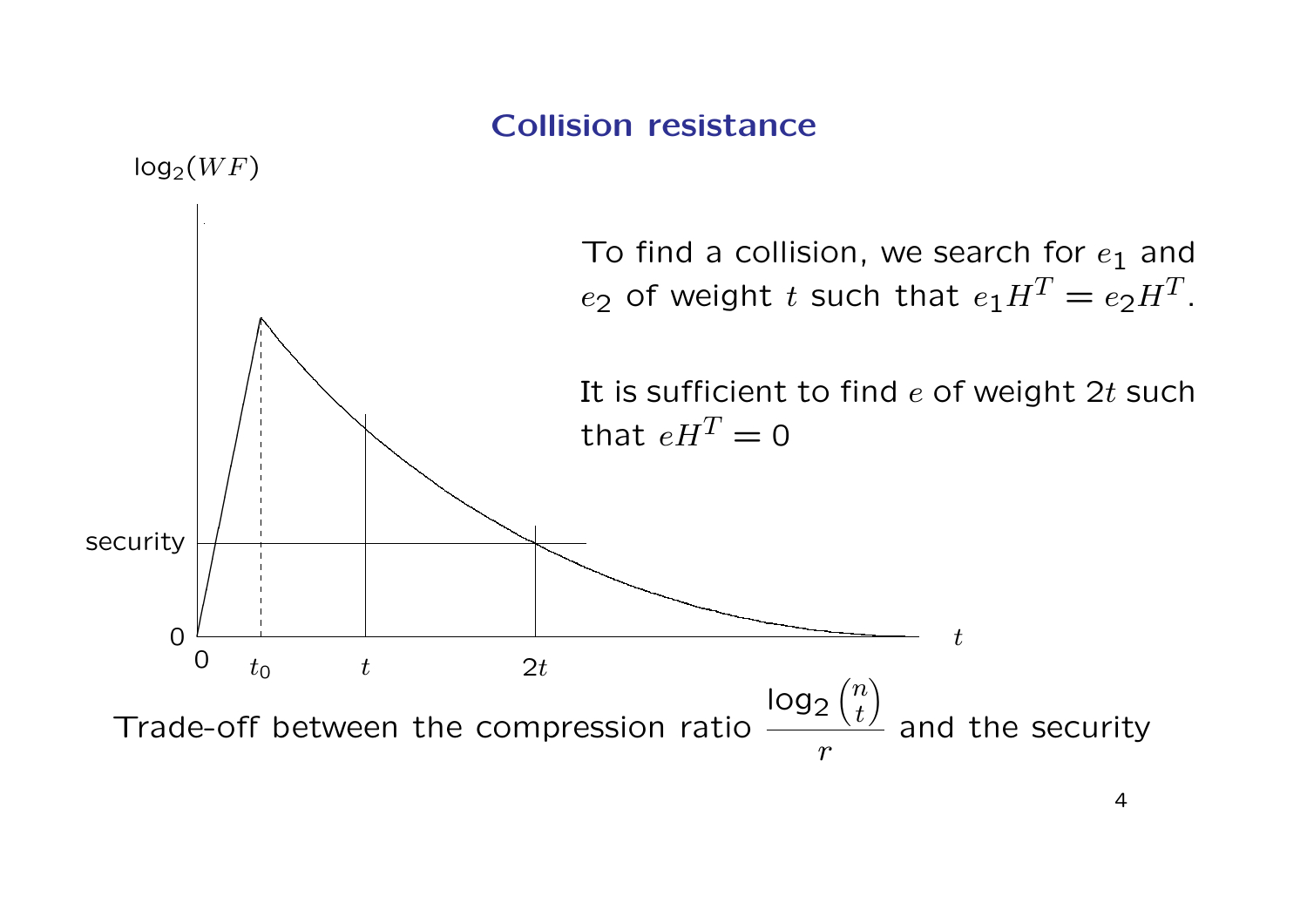# Collision resistance

To find a collision, we search for $e_1$ and $e_2$ of weight $t$ such that $e_1 H^T = e_2 H^T$.

It is sufficient to find $e$ of weight $2t$ such that $eH^T = 0$

Trade-off between the compression ratio $\dfrac{\log_2 \binom{n}{t}}{r}$ and the security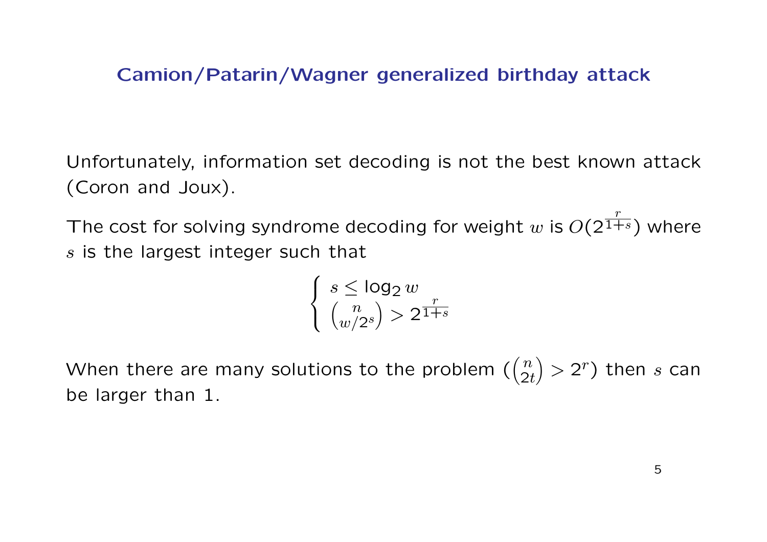# Camion/Patarin/Wagner generalized birthday attack

Unfortunately, information set decoding is not the best known attack (Coron and Joux).

The cost for solving syndrome decoding for weight $w$ is $O(2^{\frac{r}{1+s}})$ where $s$ is the largest integer such that

$$\begin{cases} s \leq \log_2 w \\ \binom{n}{w/2^s} > 2^{\frac{r}{1+s}} \end{cases}$$

When there are many solutions to the problem ($\binom{n}{2t} > 2^r$) then $s$ can be larger than 1.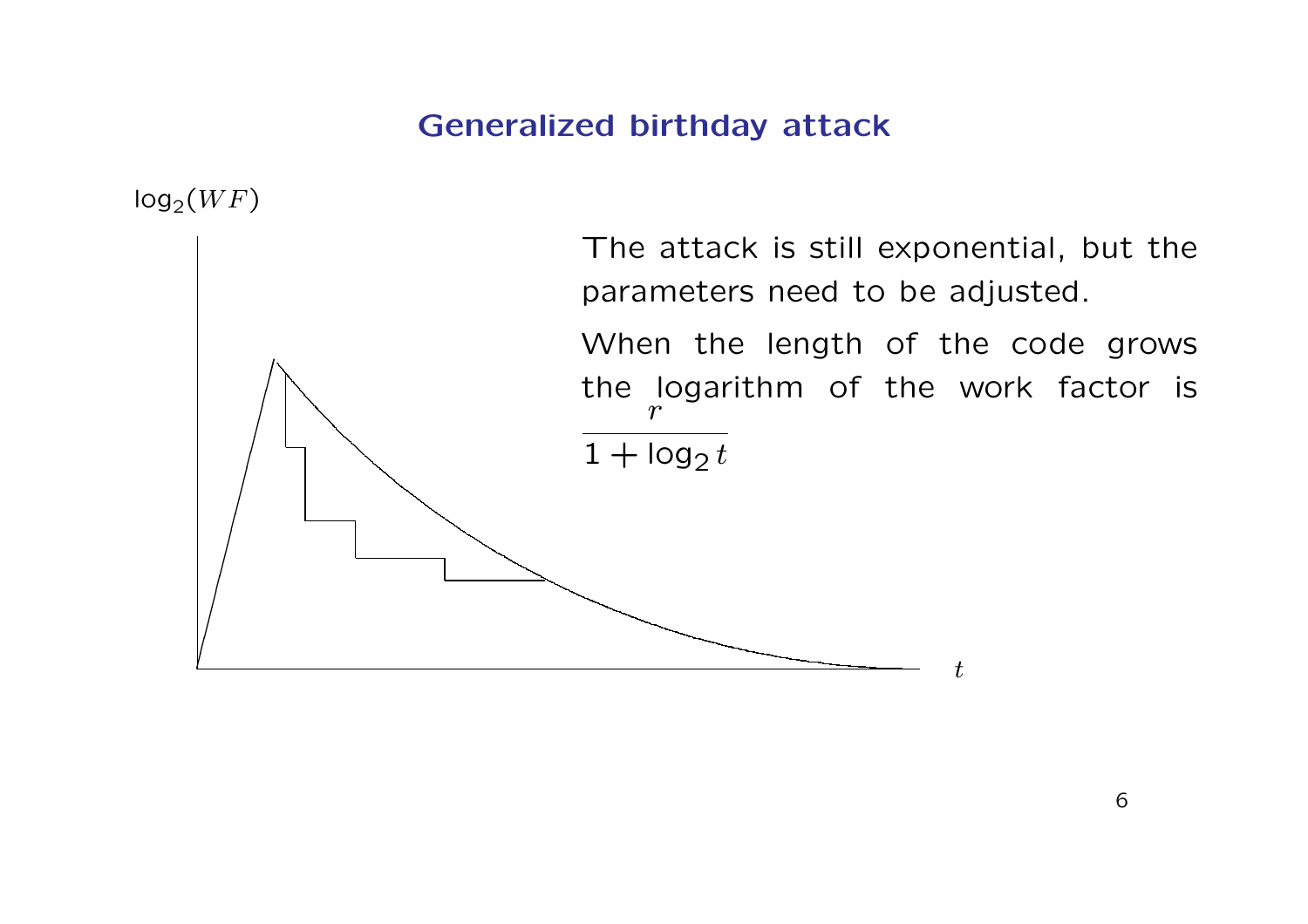# Generalized birthday attack

$\log_2(WF)$

$t$

The attack is still exponential, but the parameters need to be adjusted.

When the length of the code grows the logarithm of the work factor is $\dfrac{r}{1+\log_2 t}$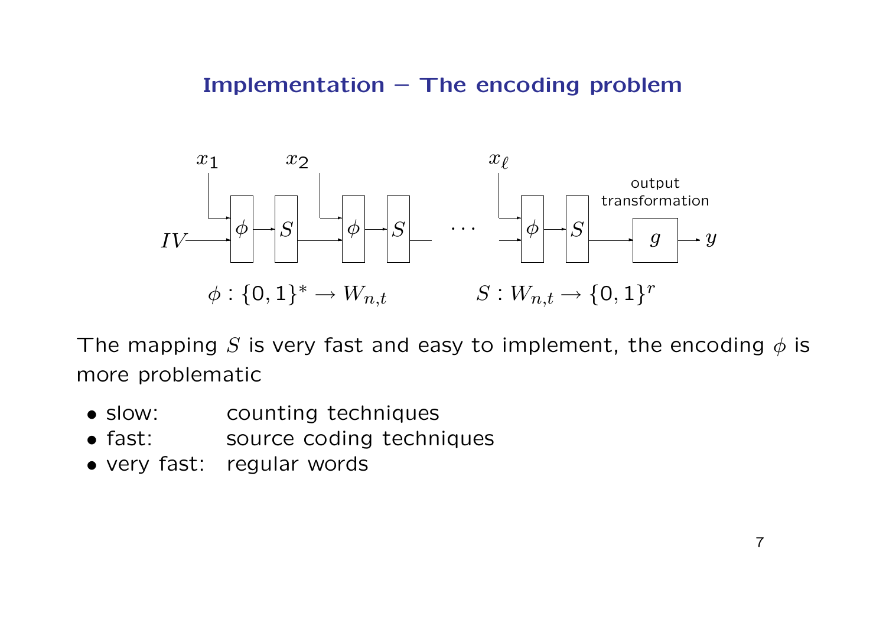## Implementation – The encoding problem

$x_1$ $x_2$ $x_\ell$

$IV$ → $\phi$ → $S$ → $\phi$ → $S$ … $\phi$ → $S$ → $g$ → $y$

output transformation

$\phi : \{0,1\}^* \to W_{n,t}$ $\quad\quad$ $S : W_{n,t} \to \{0,1\}^r$

The mapping $S$ is very fast and easy to implement, the encoding $\phi$ is more problematic

- slow: counting techniques
- fast: source coding techniques
- very fast: regular words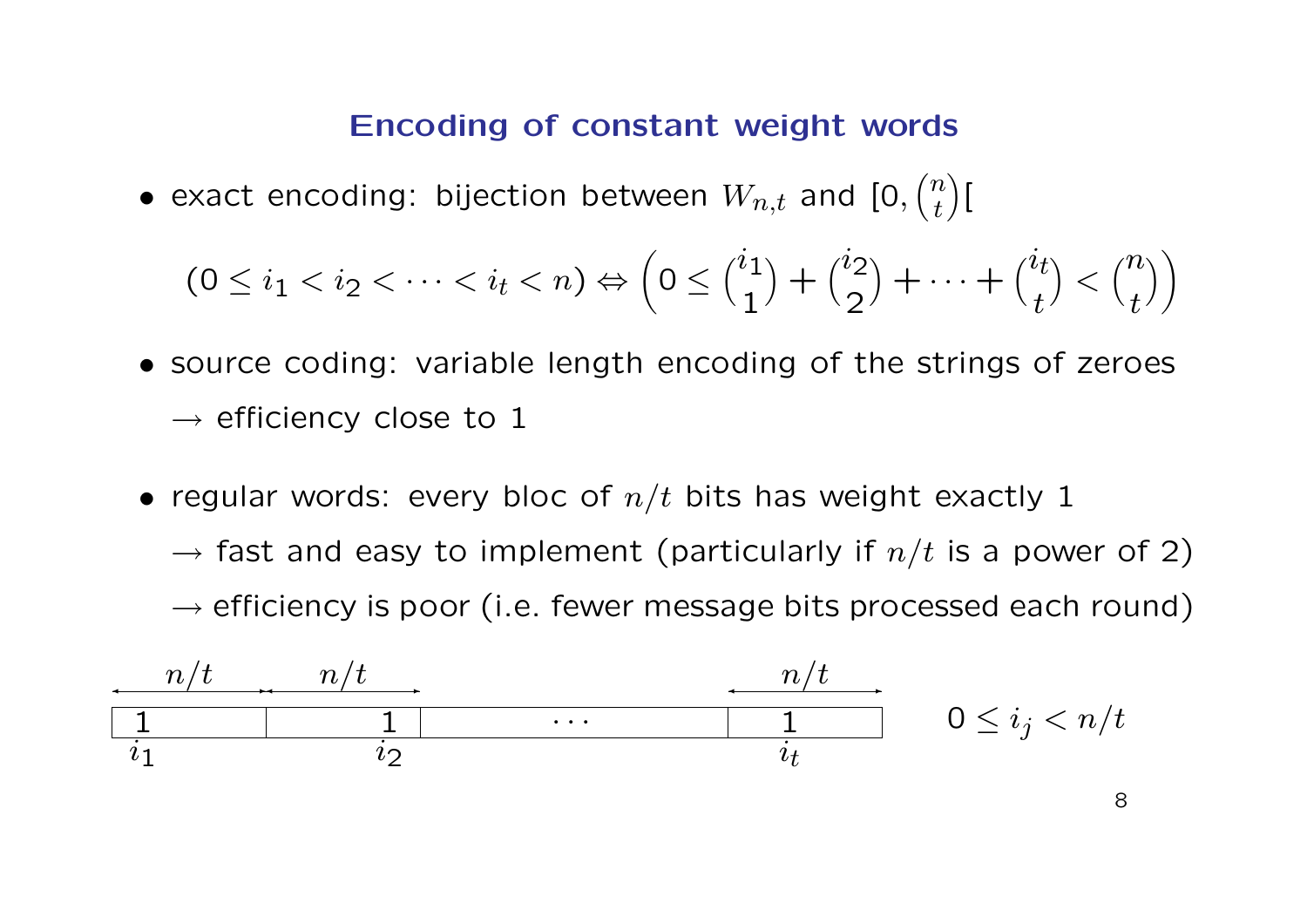## Encoding of constant weight words

- exact encoding: bijection between $W_{n,t}$ and $[0, \binom{n}{t}[$

$$(0 \leq i_1 < i_2 < \cdots < i_t < n) \Leftrightarrow \left(0 \leq \binom{i_1}{1} + \binom{i_2}{2} + \cdots + \binom{i_t}{t} < \binom{n}{t}\right)$$

- source coding: variable length encoding of the strings of zeroes
  $\rightarrow$ efficiency close to 1

- regular words: every bloc of $n/t$ bits has weight exactly 1
  $\rightarrow$ fast and easy to implement (particularly if $n/t$ is a power of 2)
  $\rightarrow$ efficiency is poor (i.e. fewer message bits processed each round)

| $n/t$ | $n/t$ | | $n/t$ |
|---|---|---|---|
| 1 | 1 | $\cdots$ | 1 |
| $i_1$ | $i_2$ | | $i_t$ |

$0 \leq i_j < n/t$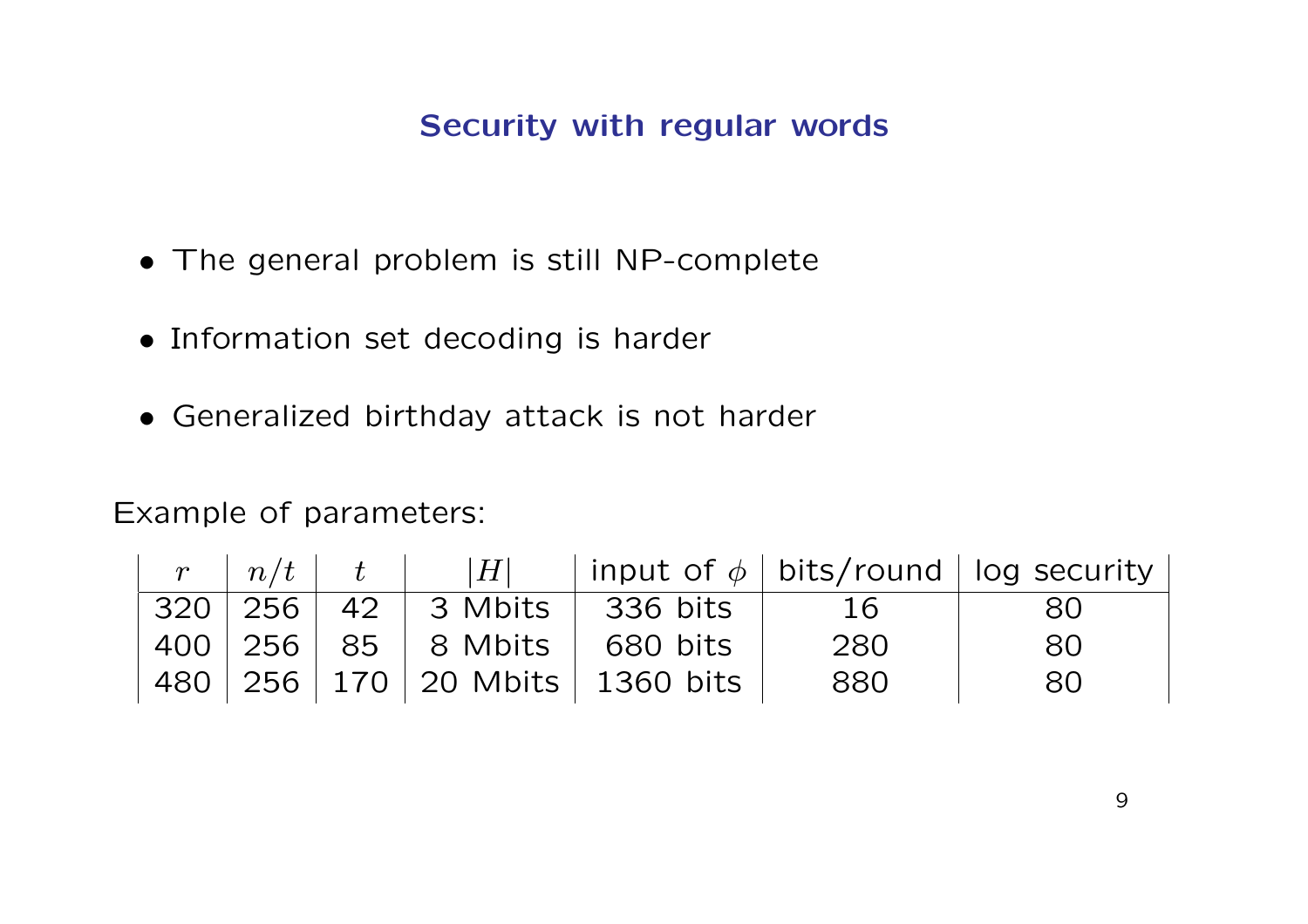## Security with regular words

- The general problem is still NP-complete
- Information set decoding is harder
- Generalized birthday attack is not harder

Example of parameters:

| $r$ | $n/t$ | $t$ | $\lvert H \rvert$ | input of $\phi$ | bits/round | log security |
|---|---|---|---|---|---|---|
| 320 | 256 | 42 | 3 Mbits | 336 bits | 16 | 80 |
| 400 | 256 | 85 | 8 Mbits | 680 bits | 280 | 80 |
| 480 | 256 | 170 | 20 Mbits | 1360 bits | 880 | 80 |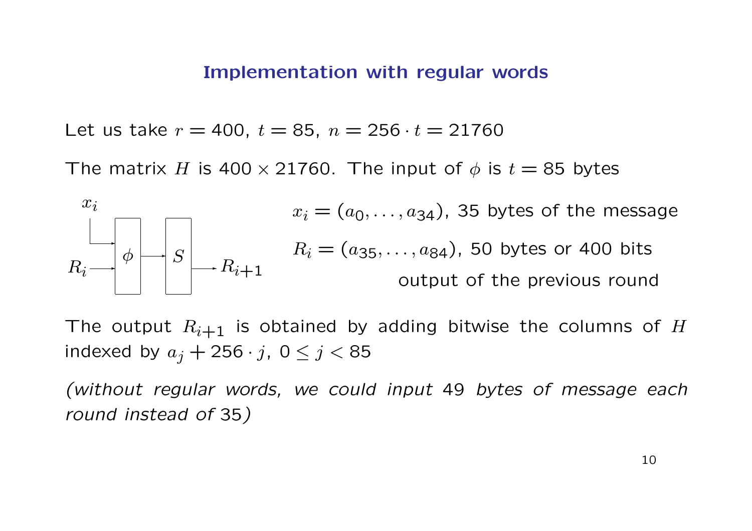## Implementation with regular words

Let us take $r = 400$, $t = 85$, $n = 256 \cdot t = 21760$

The matrix $H$ is $400 \times 21760$. The input of $\phi$ is $t = 85$ bytes

$x_i = (a_0, \ldots, a_{34})$, 35 bytes of the message

$R_i = (a_{35}, \ldots, a_{84})$, 50 bytes or 400 bits output of the previous round

The output $R_{i+1}$ is obtained by adding bitwise the columns of $H$ indexed by $a_j + 256 \cdot j$, $0 \leq j < 85$

*(without regular words, we could input 49 bytes of message each round instead of 35)*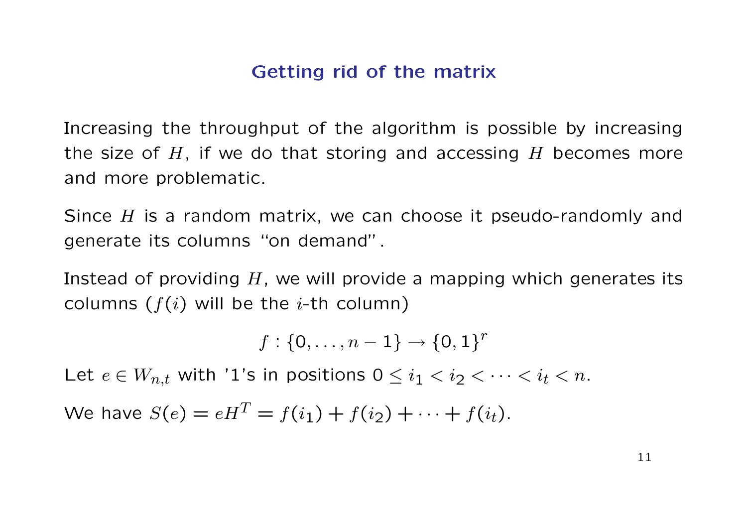# Getting rid of the matrix

Increasing the throughput of the algorithm is possible by increasing the size of $H$, if we do that storing and accessing $H$ becomes more and more problematic.

Since $H$ is a random matrix, we can choose it pseudo-randomly and generate its columns "on demand".

Instead of providing $H$, we will provide a mapping which generates its columns ($f(i)$ will be the $i$-th column)

$$f : \{0, \ldots, n-1\} \rightarrow \{0,1\}^r$$

Let $e \in W_{n,t}$ with '1's in positions $0 \leq i_1 < i_2 < \cdots < i_t < n$.

We have $S(e) = eH^T = f(i_1) + f(i_2) + \cdots + f(i_t)$.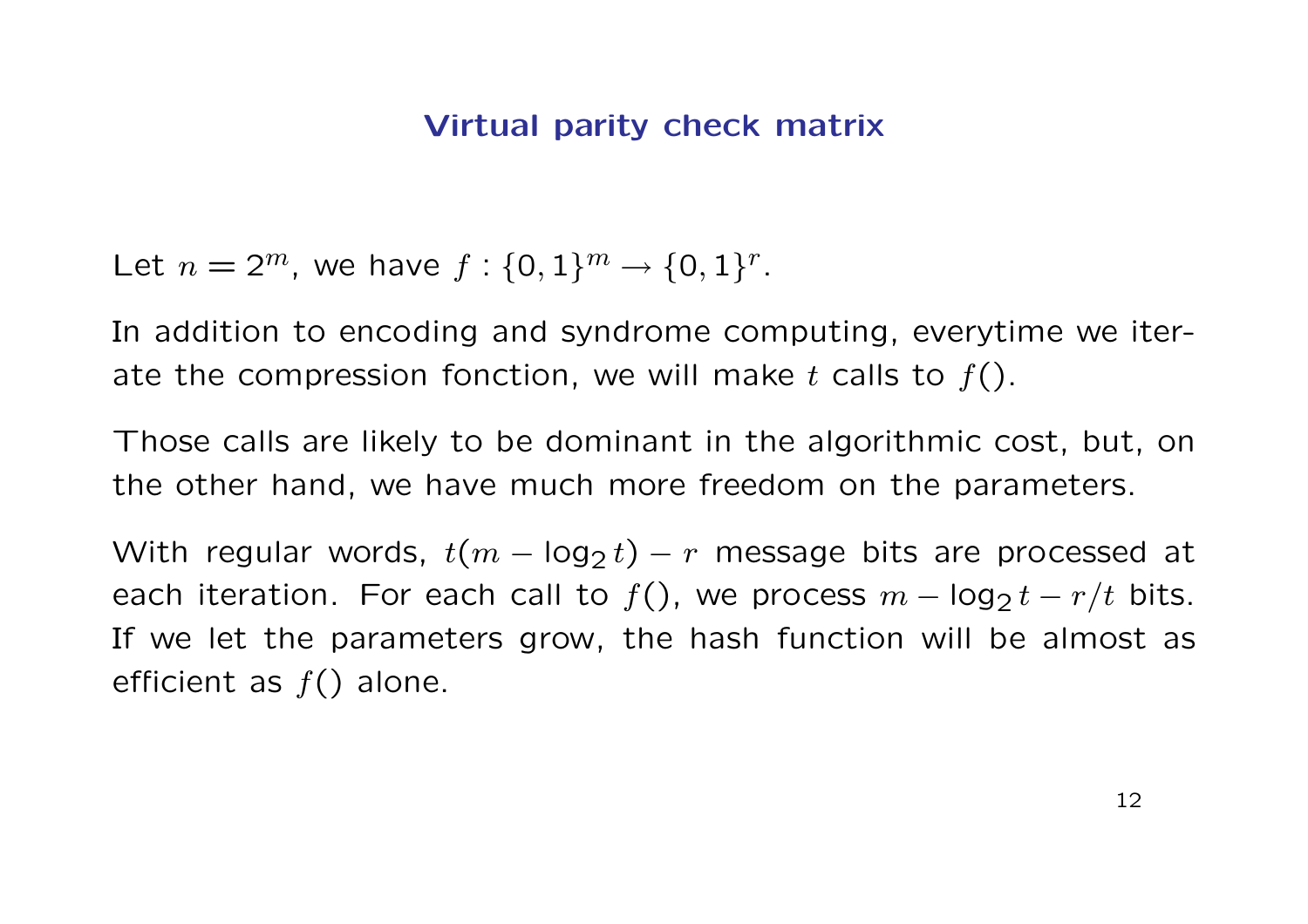# Virtual parity check matrix

Let $n = 2^m$, we have $f : \{0,1\}^m \rightarrow \{0,1\}^r$.

In addition to encoding and syndrome computing, everytime we iterate the compression fonction, we will make $t$ calls to $f()$.

Those calls are likely to be dominant in the algorithmic cost, but, on the other hand, we have much more freedom on the parameters.

With regular words, $t(m - \log_2 t) - r$ message bits are processed at each iteration. For each call to $f()$, we process $m - \log_2 t - r/t$ bits. If we let the parameters grow, the hash function will be almost as efficient as $f()$ alone.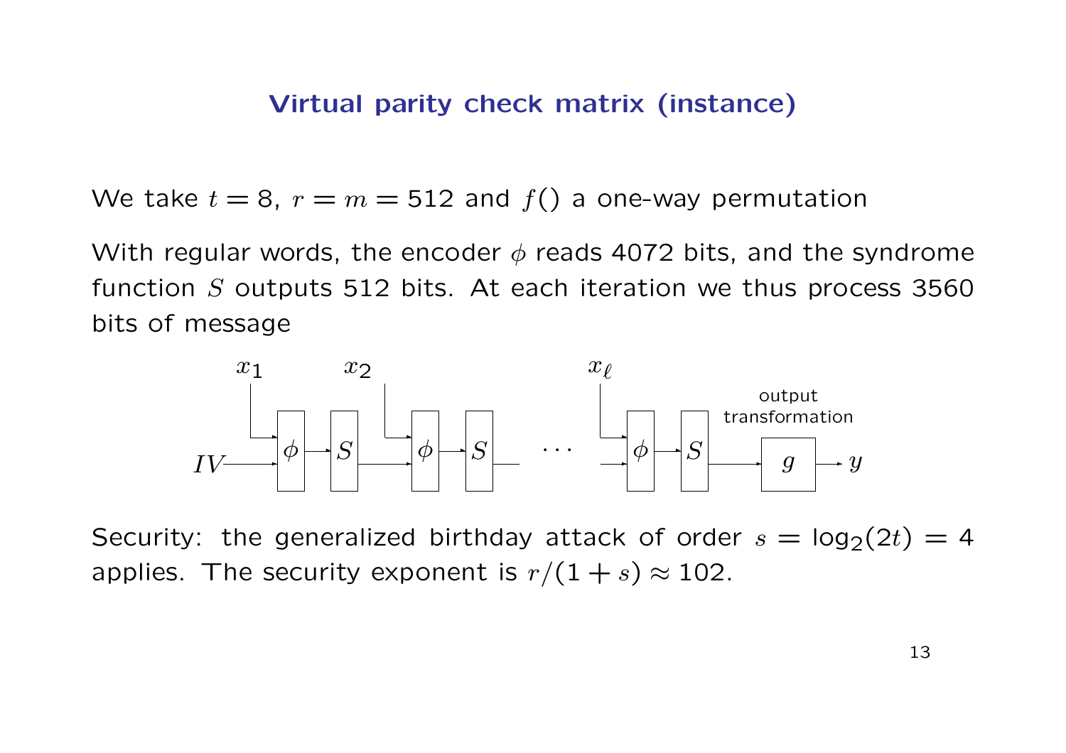## Virtual parity check matrix (instance)

We take $t = 8$, $r = m = 512$ and $f()$ a one-way permutation

With regular words, the encoder $\phi$ reads 4072 bits, and the syndrome function $S$ outputs 512 bits. At each iteration we thus process 3560 bits of message

Security: the generalized birthday attack of order $s = \log_2(2t) = 4$ applies. The security exponent is $r/(1 + s) \approx 102$.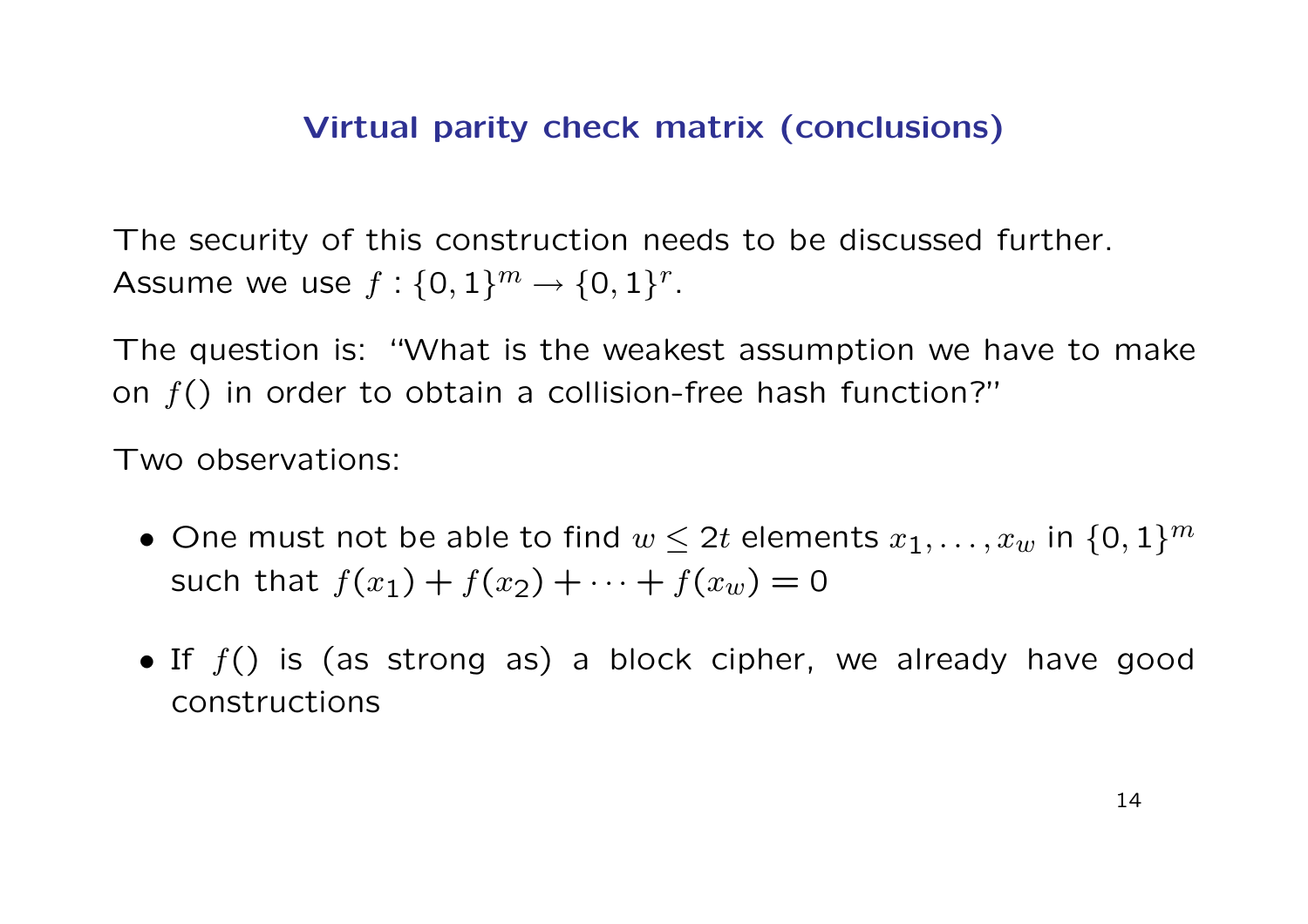## Virtual parity check matrix (conclusions)

The security of this construction needs to be discussed further. Assume we use $f : \{0,1\}^m \rightarrow \{0,1\}^r$.

The question is: "What is the weakest assumption we have to make on $f()$ in order to obtain a collision-free hash function?"

Two observations:

- One must not be able to find $w \leq 2t$ elements $x_1, \ldots, x_w$ in $\{0,1\}^m$ such that $f(x_1) + f(x_2) + \cdots + f(x_w) = 0$
- If $f()$ is (as strong as) a block cipher, we already have good constructions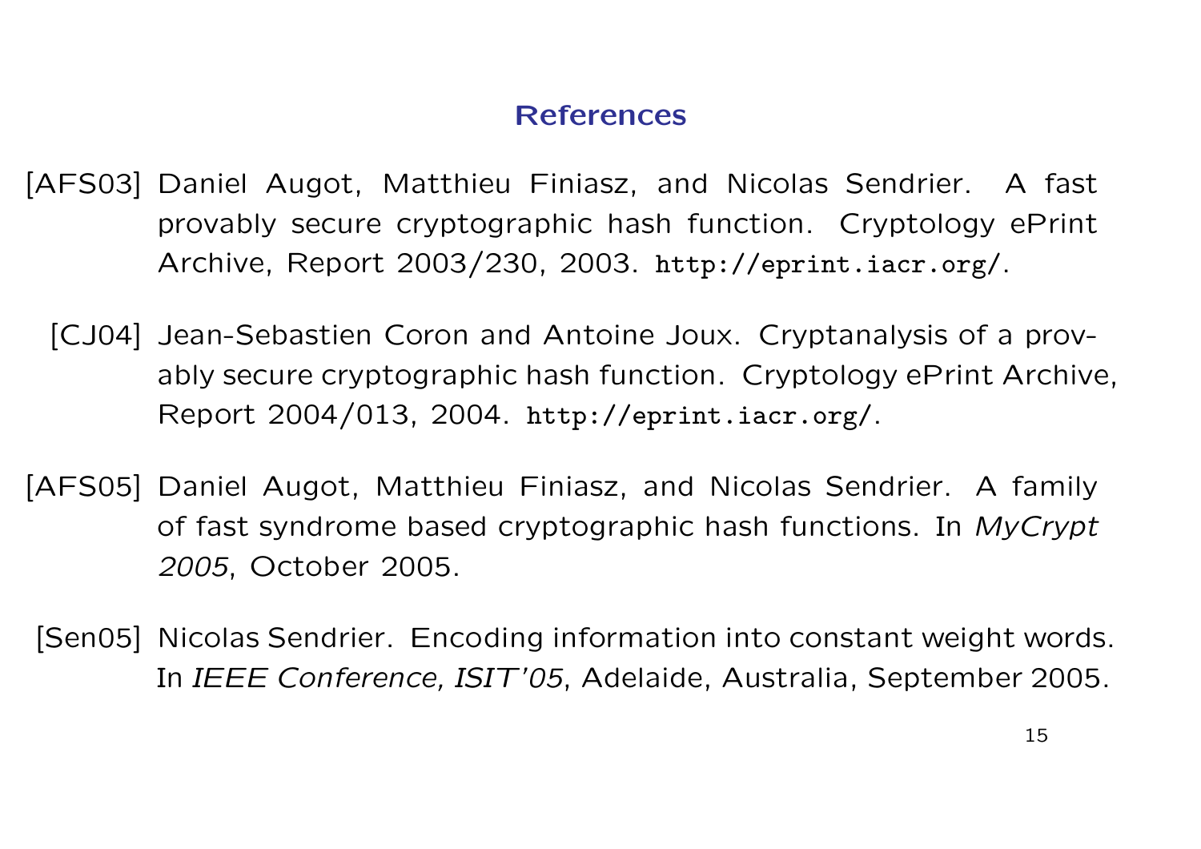# References

[AFS03] Daniel Augot, Matthieu Finiasz, and Nicolas Sendrier. A fast provably secure cryptographic hash function. Cryptology ePrint Archive, Report 2003/230, 2003. `http://eprint.iacr.org/`.

[CJ04] Jean-Sebastien Coron and Antoine Joux. Cryptanalysis of a provably secure cryptographic hash function. Cryptology ePrint Archive, Report 2004/013, 2004. `http://eprint.iacr.org/`.

[AFS05] Daniel Augot, Matthieu Finiasz, and Nicolas Sendrier. A family of fast syndrome based cryptographic hash functions. In *MyCrypt 2005*, October 2005.

[Sen05] Nicolas Sendrier. Encoding information into constant weight words. In *IEEE Conference, ISIT'05*, Adelaide, Australia, September 2005.